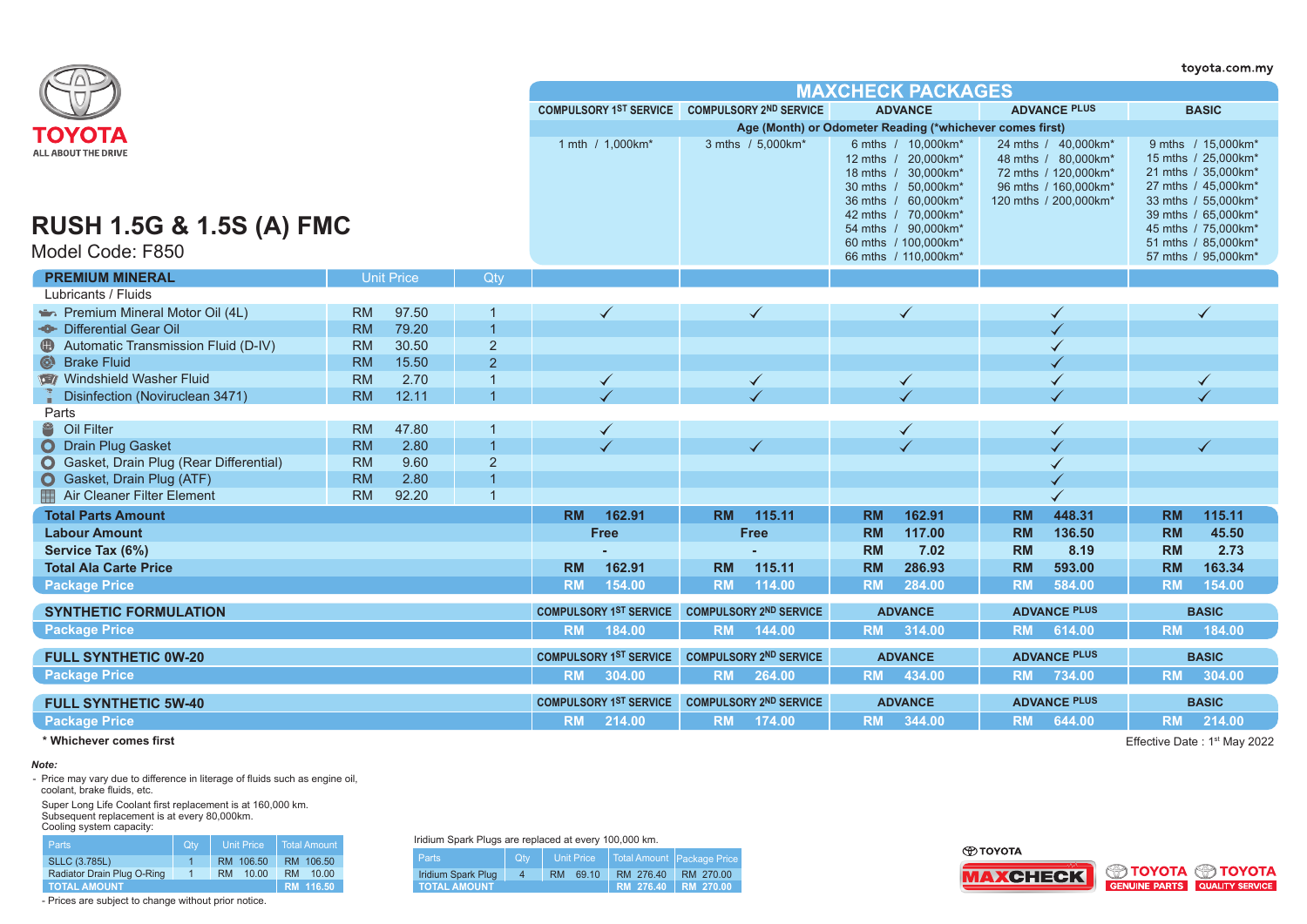toyota.com.my

TOYOTA
ALL ABOUT THE DRIVE

# RUSH 1.5G & 1.5S (A) FMC

Model Code: F850

| | | | MAXCHECK PACKAGES | | | | |
|---|---|---|---|---|---|---|---|
| | | | COMPULSORY 1ST SERVICE | COMPULSORY 2ND SERVICE | ADVANCE | ADVANCE PLUS | BASIC |
| | | | Age (Month) or Odometer Reading (*whichever comes first) | | | | |
| | | | 1 mth / 1,000km* | 3 mths / 5,000km* | 6 mths / 10,000km*<br>12 mths / 20,000km*<br>18 mths / 30,000km*<br>30 mths / 50,000km*<br>36 mths / 60,000km*<br>42 mths / 70,000km*<br>54 mths / 90,000km*<br>60 mths / 100,000km*<br>66 mths / 110,000km* | 24 mths / 40,000km*<br>48 mths / 80,000km*<br>72 mths / 120,000km*<br>96 mths / 160,000km*<br>120 mths / 200,000km* | 9 mths / 15,000km*<br>15 mths / 25,000km*<br>21 mths / 35,000km*<br>27 mths / 45,000km*<br>33 mths / 55,000km*<br>39 mths / 65,000km*<br>45 mths / 75,000km*<br>51 mths / 85,000km*<br>57 mths / 95,000km* |
| **PREMIUM MINERAL** | Unit Price | Qty | | | | | |
| Lubricants / Fluids | | | | | | | |
| Premium Mineral Motor Oil (4L) | RM 97.50 | 1 | ✓ | ✓ | ✓ | ✓ | ✓ |
| Differential Gear Oil | RM 79.20 | 1 | | | | ✓ | |
| Automatic Transmission Fluid (D-IV) | RM 30.50 | 2 | | | | ✓ | |
| Brake Fluid | RM 15.50 | 2 | | | | ✓ | |
| Windshield Washer Fluid | RM 2.70 | 1 | ✓ | ✓ | ✓ | ✓ | ✓ |
| Disinfection (Noviruclean 3471) | RM 12.11 | 1 | ✓ | ✓ | ✓ | ✓ | ✓ |
| Parts | | | | | | | |
| Oil Filter | RM 47.80 | 1 | ✓ | | ✓ | ✓ | |
| Drain Plug Gasket | RM 2.80 | 1 | ✓ | ✓ | ✓ | ✓ | ✓ |
| Gasket, Drain Plug (Rear Differential) | RM 9.60 | 2 | | | | ✓ | |
| Gasket, Drain Plug (ATF) | RM 2.80 | 1 | | | | ✓ | |
| Air Cleaner Filter Element | RM 92.20 | 1 | | | | ✓ | |
| **Total Parts Amount** | | | RM 162.91 | RM 115.11 | RM 162.91 | RM 448.31 | RM 115.11 |
| **Labour Amount** | | | Free | Free | RM 117.00 | RM 136.50 | RM 45.50 |
| **Service Tax (6%)** | | | - | - | RM 7.02 | RM 8.19 | RM 2.73 |
| **Total Ala Carte Price** | | | RM 162.91 | RM 115.11 | RM 286.93 | RM 593.00 | RM 163.34 |
| **Package Price** | | | RM 154.00 | RM 114.00 | RM 284.00 | RM 584.00 | RM 154.00 |

| **SYNTHETIC FORMULATION** | COMPULSORY 1ST SERVICE | COMPULSORY 2ND SERVICE | ADVANCE | ADVANCE PLUS | BASIC |
|---|---|---|---|---|---|
| **Package Price** | RM 184.00 | RM 144.00 | RM 314.00 | RM 614.00 | RM 184.00 |

| **FULL SYNTHETIC 0W-20** | COMPULSORY 1ST SERVICE | COMPULSORY 2ND SERVICE | ADVANCE | ADVANCE PLUS | BASIC |
|---|---|---|---|---|---|
| **Package Price** | RM 304.00 | RM 264.00 | RM 434.00 | RM 734.00 | RM 304.00 |

| **FULL SYNTHETIC 5W-40** | COMPULSORY 1ST SERVICE | COMPULSORY 2ND SERVICE | ADVANCE | ADVANCE PLUS | BASIC |
|---|---|---|---|---|---|
| **Package Price** | RM 214.00 | RM 174.00 | RM 344.00 | RM 644.00 | RM 214.00 |

**\* Whichever comes first**

Effective Date : 1st May 2022

***Note:***

- Price may vary due to difference in literage of fluids such as engine oil, coolant, brake fluids, etc.

Super Long Life Coolant first replacement is at 160,000 km.
Subsequent replacement is at every 80,000km.
Cooling system capacity:

| Parts | Qty | Unit Price | Total Amount |
|---|---|---|---|
| SLLC (3.785L) | 1 | RM 106.50 | RM 106.50 |
| Radiator Drain Plug O-Ring | 1 | RM 10.00 | RM 10.00 |
| TOTAL AMOUNT | | | RM 116.50 |

- Prices are subject to change without prior notice.

Iridium Spark Plugs are replaced at every 100,000 km.

| Parts | Qty | Unit Price | Total Amount | Package Price |
|---|---|---|---|---|
| Iridium Spark Plug | 4 | RM 69.10 | RM 276.40 | RM 270.00 |
| TOTAL AMOUNT | | | RM 276.40 | RM 270.00 |

TOYOTA MAXCHECK · TOYOTA GENUINE PARTS · TOYOTA QUALITY SERVICE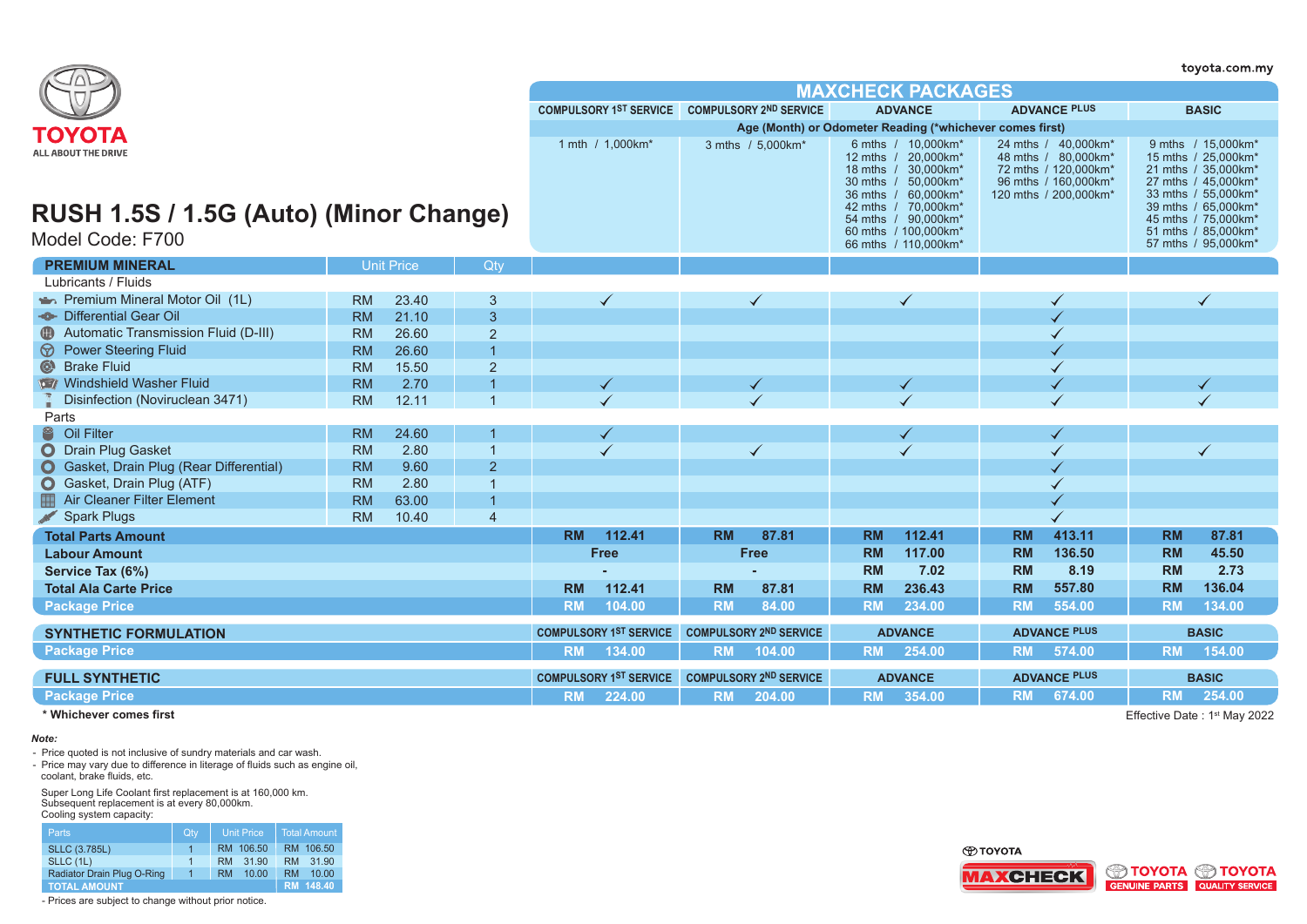toyota.com.my

TOYOTA
ALL ABOUT THE DRIVE

# RUSH 1.5S / 1.5G (Auto) (Minor Change)

Model Code: F700

| | | | MAXCHECK PACKAGES | | | | |
|---|---|---|---|---|---|---|---|
| | | | COMPULSORY 1ST SERVICE | COMPULSORY 2ND SERVICE | ADVANCE | ADVANCE PLUS | BASIC |
| | | | Age (Month) or Odometer Reading (*whichever comes first) | | | | |
| | | | 1 mth / 1,000km* | 3 mths / 5,000km* | 6 mths / 10,000km*<br>12 mths / 20,000km*<br>18 mths / 30,000km*<br>30 mths / 50,000km*<br>36 mths / 60,000km*<br>42 mths / 70,000km*<br>54 mths / 90,000km*<br>60 mths / 100,000km*<br>66 mths / 110,000km* | 24 mths / 40,000km*<br>48 mths / 80,000km*<br>72 mths / 120,000km*<br>96 mths / 160,000km*<br>120 mths / 200,000km* | 9 mths / 15,000km*<br>15 mths / 25,000km*<br>21 mths / 35,000km*<br>27 mths / 45,000km*<br>33 mths / 55,000km*<br>39 mths / 65,000km*<br>45 mths / 75,000km*<br>51 mths / 85,000km*<br>57 mths / 95,000km* |
| **PREMIUM MINERAL** | Unit Price | Qty | | | | | |
| Lubricants / Fluids | | | | | | | |
| Premium Mineral Motor Oil (1L) | RM 23.40 | 3 | ✓ | ✓ | ✓ | ✓ | ✓ |
| Differential Gear Oil | RM 21.10 | 3 | | | | ✓ | |
| Automatic Transmission Fluid (D-III) | RM 26.60 | 2 | | | | ✓ | |
| Power Steering Fluid | RM 26.60 | 1 | | | | ✓ | |
| Brake Fluid | RM 15.50 | 2 | | | | ✓ | |
| Windshield Washer Fluid | RM 2.70 | 1 | ✓ | ✓ | ✓ | ✓ | ✓ |
| Disinfection (Noviruclean 3471) | RM 12.11 | 1 | ✓ | ✓ | ✓ | ✓ | ✓ |
| Parts | | | | | | | |
| Oil Filter | RM 24.60 | 1 | ✓ | | ✓ | ✓ | |
| Drain Plug Gasket | RM 2.80 | 1 | ✓ | ✓ | ✓ | ✓ | ✓ |
| Gasket, Drain Plug (Rear Differential) | RM 9.60 | 2 | | | | ✓ | |
| Gasket, Drain Plug (ATF) | RM 2.80 | 1 | | | | ✓ | |
| Air Cleaner Filter Element | RM 63.00 | 1 | | | | ✓ | |
| Spark Plugs | RM 10.40 | 4 | | | | ✓ | |
| **Total Parts Amount** | | | **RM 112.41** | **RM 87.81** | **RM 112.41** | **RM 413.11** | **RM 87.81** |
| **Labour Amount** | | | **Free** | **Free** | **RM 117.00** | **RM 136.50** | **RM 45.50** |
| **Service Tax (6%)** | | | **-** | **-** | **RM 7.02** | **RM 8.19** | **RM 2.73** |
| **Total Ala Carte Price** | | | **RM 112.41** | **RM 87.81** | **RM 236.43** | **RM 557.80** | **RM 136.04** |
| **Package Price** | | | **RM 104.00** | **RM 84.00** | **RM 234.00** | **RM 554.00** | **RM 134.00** |

| SYNTHETIC FORMULATION | COMPULSORY 1ST SERVICE | COMPULSORY 2ND SERVICE | ADVANCE | ADVANCE PLUS | BASIC |
|---|---|---|---|---|---|
| **Package Price** | **RM 134.00** | **RM 104.00** | **RM 254.00** | **RM 574.00** | **RM 154.00** |

| FULL SYNTHETIC | COMPULSORY 1ST SERVICE | COMPULSORY 2ND SERVICE | ADVANCE | ADVANCE PLUS | BASIC |
|---|---|---|---|---|---|
| **Package Price** | **RM 224.00** | **RM 204.00** | **RM 354.00** | **RM 674.00** | **RM 254.00** |

**\* Whichever comes first**

Effective Date : 1st May 2022

*Note:*

- Price quoted is not inclusive of sundry materials and car wash.
- Price may vary due to difference in literage of fluids such as engine oil, coolant, brake fluids, etc.

Super Long Life Coolant first replacement is at 160,000 km.
Subsequent replacement is at every 80,000km.
Cooling system capacity:

| Parts | Qty | Unit Price | Total Amount |
|---|---|---|---|
| SLLC (3.785L) | 1 | RM 106.50 | RM 106.50 |
| SLLC (1L) | 1 | RM 31.90 | RM 31.90 |
| Radiator Drain Plug O-Ring | 1 | RM 10.00 | RM 10.00 |
| TOTAL AMOUNT | | | RM 148.40 |

- Prices are subject to change without prior notice.

TOYOTA MAXCHECK | TOYOTA GENUINE PARTS | TOYOTA QUALITY SERVICE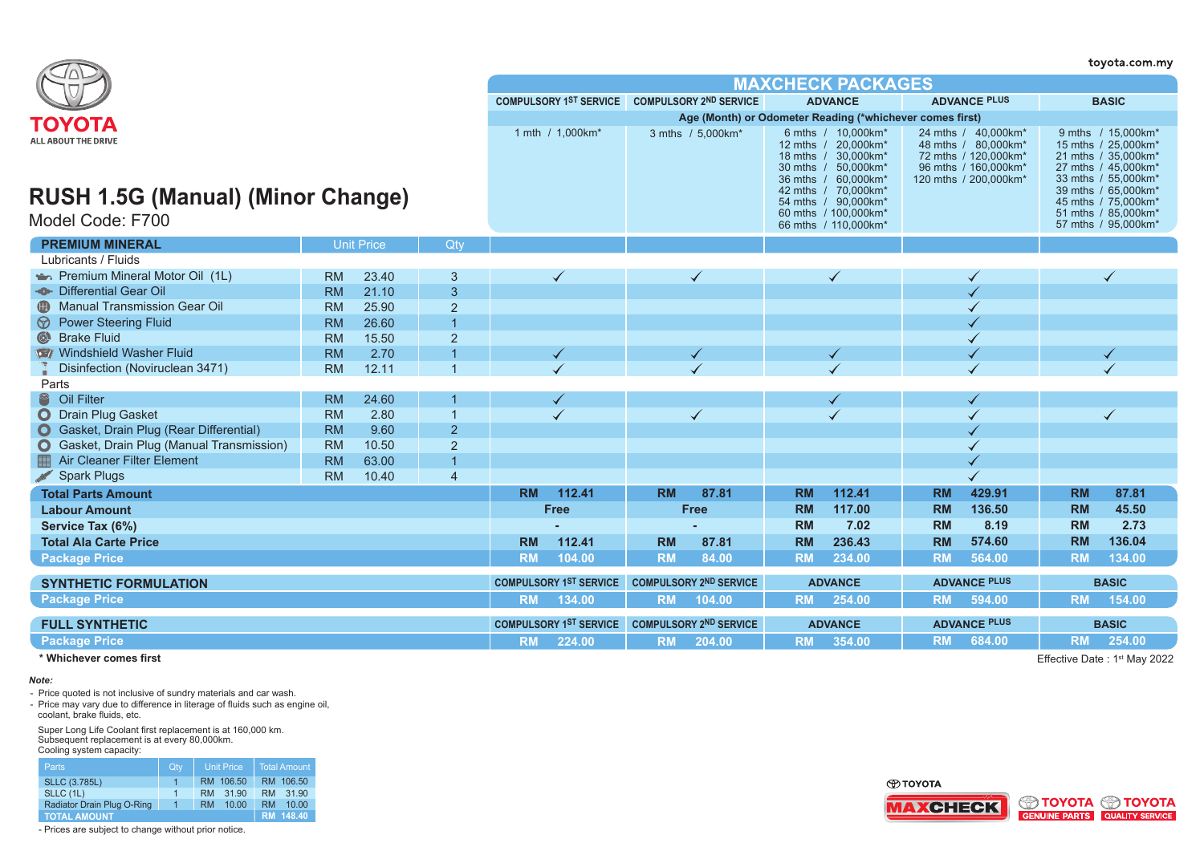toyota.com.my

TOYOTA
ALL ABOUT THE DRIVE

# RUSH 1.5G (Manual) (Minor Change)

Model Code: F700

| | | | MAXCHECK PACKAGES | | | | |
|---|---|---|---|---|---|---|---|
| | | | COMPULSORY 1ST SERVICE | COMPULSORY 2ND SERVICE | ADVANCE | ADVANCE PLUS | BASIC |
| | | | Age (Month) or Odometer Reading (*whichever comes first) | | | | |
| | | | 1 mth / 1,000km* | 3 mths / 5,000km* | 6 mths / 10,000km*<br>12 mths / 20,000km*<br>18 mths / 30,000km*<br>30 mths / 50,000km*<br>36 mths / 60,000km*<br>42 mths / 70,000km*<br>54 mths / 90,000km*<br>60 mths / 100,000km*<br>66 mths / 110,000km* | 24 mths / 40,000km*<br>48 mths / 80,000km*<br>72 mths / 120,000km*<br>96 mths / 160,000km*<br>120 mths / 200,000km* | 9 mths / 15,000km*<br>15 mths / 25,000km*<br>21 mths / 35,000km*<br>27 mths / 45,000km*<br>33 mths / 55,000km*<br>39 mths / 65,000km*<br>45 mths / 75,000km*<br>51 mths / 85,000km*<br>57 mths / 95,000km* |
| **PREMIUM MINERAL** | Unit Price | Qty | | | | | |
| Lubricants / Fluids | | | | | | | |
| Premium Mineral Motor Oil (1L) | RM 23.40 | 3 | ✓ | ✓ | ✓ | ✓ | ✓ |
| Differential Gear Oil | RM 21.10 | 3 | | | | ✓ | |
| Manual Transmission Gear Oil | RM 25.90 | 2 | | | | ✓ | |
| Power Steering Fluid | RM 26.60 | 1 | | | | ✓ | |
| Brake Fluid | RM 15.50 | 2 | | | | ✓ | |
| Windshield Washer Fluid | RM 2.70 | 1 | ✓ | ✓ | ✓ | ✓ | ✓ |
| Disinfection (Noviruclean 3471) | RM 12.11 | 1 | ✓ | ✓ | ✓ | ✓ | ✓ |
| Parts | | | | | | | |
| Oil Filter | RM 24.60 | 1 | ✓ | | ✓ | ✓ | |
| Drain Plug Gasket | RM 2.80 | 1 | ✓ | ✓ | ✓ | ✓ | ✓ |
| Gasket, Drain Plug (Rear Differential) | RM 9.60 | 2 | | | | ✓ | |
| Gasket, Drain Plug (Manual Transmission) | RM 10.50 | 2 | | | | ✓ | |
| Air Cleaner Filter Element | RM 63.00 | 1 | | | | ✓ | |
| Spark Plugs | RM 10.40 | 4 | | | | ✓ | |
| **Total Parts Amount** | | | **RM 112.41** | **RM 87.81** | **RM 112.41** | **RM 429.91** | **RM 87.81** |
| **Labour Amount** | | | **Free** | **Free** | **RM 117.00** | **RM 136.50** | **RM 45.50** |
| **Service Tax (6%)** | | | **-** | **-** | **RM 7.02** | **RM 8.19** | **RM 2.73** |
| **Total Ala Carte Price** | | | **RM 112.41** | **RM 87.81** | **RM 236.43** | **RM 574.60** | **RM 136.04** |
| **Package Price** | | | **RM 104.00** | **RM 84.00** | **RM 234.00** | **RM 564.00** | **RM 134.00** |

| **SYNTHETIC FORMULATION** | COMPULSORY 1ST SERVICE | COMPULSORY 2ND SERVICE | ADVANCE | ADVANCE PLUS | BASIC |
|---|---|---|---|---|---|
| **Package Price** | **RM 134.00** | **RM 104.00** | **RM 254.00** | **RM 594.00** | **RM 154.00** |

| **FULL SYNTHETIC** | COMPULSORY 1ST SERVICE | COMPULSORY 2ND SERVICE | ADVANCE | ADVANCE PLUS | BASIC |
|---|---|---|---|---|---|
| **Package Price** | **RM 224.00** | **RM 204.00** | **RM 354.00** | **RM 684.00** | **RM 254.00** |

**\* Whichever comes first**

Effective Date : 1st May 2022

***Note:***

- Price quoted is not inclusive of sundry materials and car wash.
- Price may vary due to difference in literage of fluids such as engine oil, coolant, brake fluids, etc.

Super Long Life Coolant first replacement is at 160,000 km.
Subsequent replacement is at every 80,000km.
Cooling system capacity:

| Parts | Qty | Unit Price | Total Amount |
|---|---|---|---|
| SLLC (3.785L) | 1 | RM 106.50 | RM 106.50 |
| SLLC (1L) | 1 | RM 31.90 | RM 31.90 |
| Radiator Drain Plug O-Ring | 1 | RM 10.00 | RM 10.00 |
| TOTAL AMOUNT | | | RM 148.40 |

- Prices are subject to change without prior notice.

TOYOTA MAXCHECK | TOYOTA GENUINE PARTS | TOYOTA QUALITY SERVICE